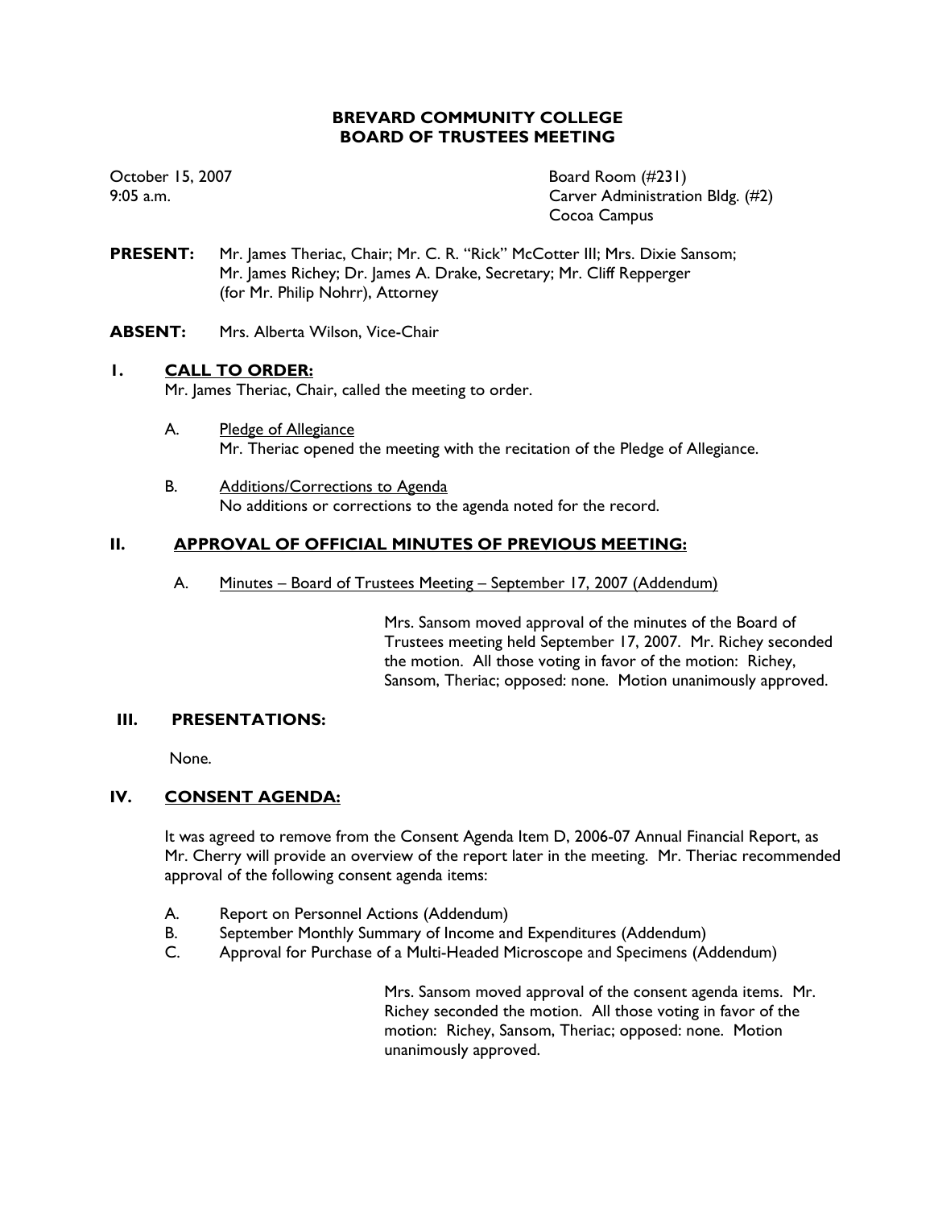# BREVARD COMMUNITY COLLEGE
# BOARD OF TRUSTEES MEETING

October 15, 2007
9:05 a.m.

Board Room (#231)
Carver Administration Bldg. (#2)
Cocoa Campus

**PRESENT:** Mr. James Theriac, Chair; Mr. C. R. "Rick" McCotter III; Mrs. Dixie Sansom; Mr. James Richey; Dr. James A. Drake, Secretary; Mr. Cliff Repperger (for Mr. Philip Nohrr), Attorney

**ABSENT:** Mrs. Alberta Wilson, Vice-Chair

## I. CALL TO ORDER:

Mr. James Theriac, Chair, called the meeting to order.

A. Pledge of Allegiance
Mr. Theriac opened the meeting with the recitation of the Pledge of Allegiance.

B. Additions/Corrections to Agenda
No additions or corrections to the agenda noted for the record.

## II. APPROVAL OF OFFICIAL MINUTES OF PREVIOUS MEETING:

A. Minutes – Board of Trustees Meeting – September 17, 2007 (Addendum)

Mrs. Sansom moved approval of the minutes of the Board of Trustees meeting held September 17, 2007. Mr. Richey seconded the motion. All those voting in favor of the motion: Richey, Sansom, Theriac; opposed: none. Motion unanimously approved.

## III. PRESENTATIONS:

None.

## IV. CONSENT AGENDA:

It was agreed to remove from the Consent Agenda Item D, 2006-07 Annual Financial Report, as Mr. Cherry will provide an overview of the report later in the meeting. Mr. Theriac recommended approval of the following consent agenda items:

A. Report on Personnel Actions (Addendum)
B. September Monthly Summary of Income and Expenditures (Addendum)
C. Approval for Purchase of a Multi-Headed Microscope and Specimens (Addendum)

Mrs. Sansom moved approval of the consent agenda items. Mr. Richey seconded the motion. All those voting in favor of the motion: Richey, Sansom, Theriac; opposed: none. Motion unanimously approved.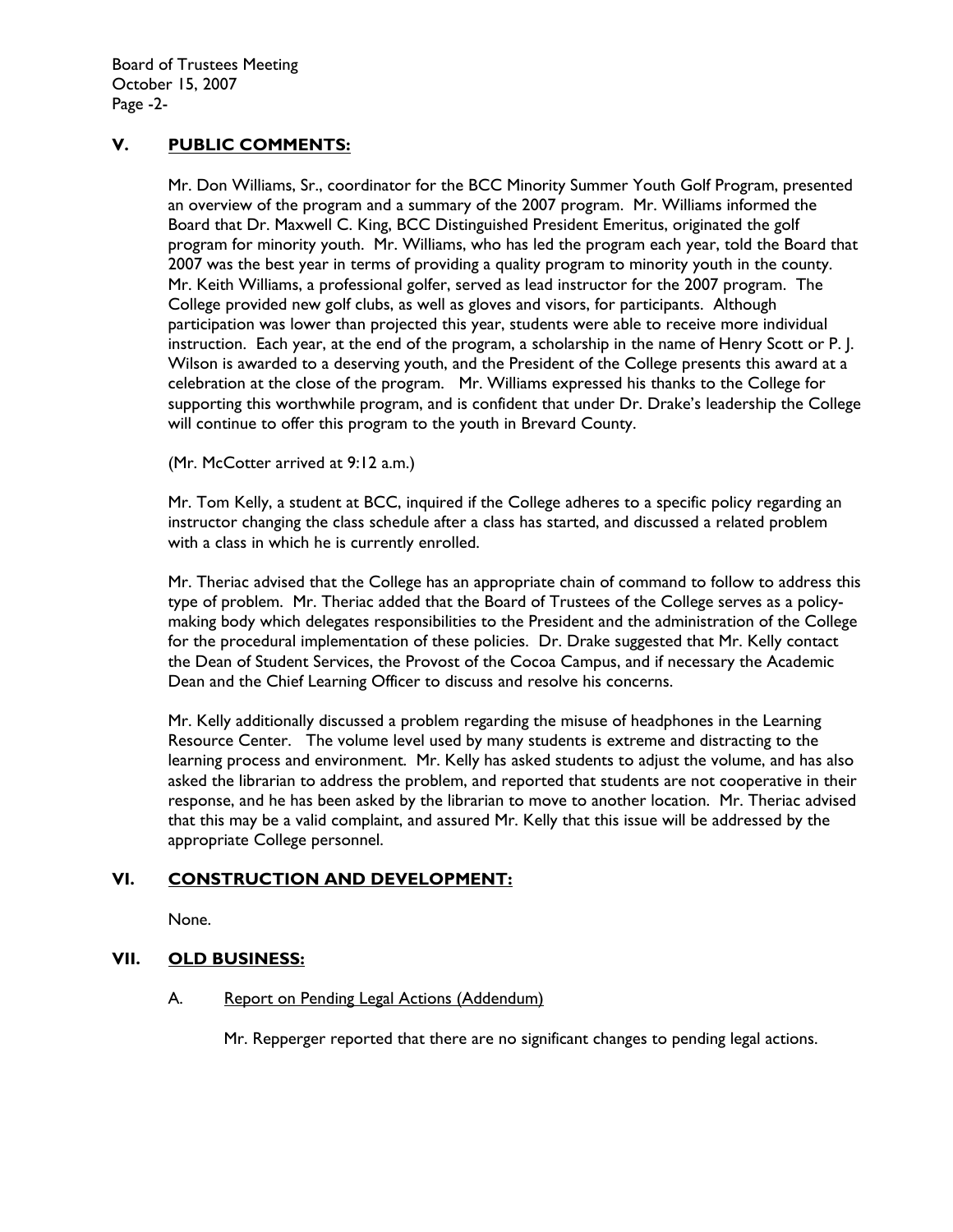## V. PUBLIC COMMENTS:

Mr. Don Williams, Sr., coordinator for the BCC Minority Summer Youth Golf Program, presented an overview of the program and a summary of the 2007 program. Mr. Williams informed the Board that Dr. Maxwell C. King, BCC Distinguished President Emeritus, originated the golf program for minority youth. Mr. Williams, who has led the program each year, told the Board that 2007 was the best year in terms of providing a quality program to minority youth in the county. Mr. Keith Williams, a professional golfer, served as lead instructor for the 2007 program. The College provided new golf clubs, as well as gloves and visors, for participants. Although participation was lower than projected this year, students were able to receive more individual instruction. Each year, at the end of the program, a scholarship in the name of Henry Scott or P. J. Wilson is awarded to a deserving youth, and the President of the College presents this award at a celebration at the close of the program. Mr. Williams expressed his thanks to the College for supporting this worthwhile program, and is confident that under Dr. Drake's leadership the College will continue to offer this program to the youth in Brevard County.

(Mr. McCotter arrived at 9:12 a.m.)

Mr. Tom Kelly, a student at BCC, inquired if the College adheres to a specific policy regarding an instructor changing the class schedule after a class has started, and discussed a related problem with a class in which he is currently enrolled.

Mr. Theriac advised that the College has an appropriate chain of command to follow to address this type of problem. Mr. Theriac added that the Board of Trustees of the College serves as a policy-making body which delegates responsibilities to the President and the administration of the College for the procedural implementation of these policies. Dr. Drake suggested that Mr. Kelly contact the Dean of Student Services, the Provost of the Cocoa Campus, and if necessary the Academic Dean and the Chief Learning Officer to discuss and resolve his concerns.

Mr. Kelly additionally discussed a problem regarding the misuse of headphones in the Learning Resource Center. The volume level used by many students is extreme and distracting to the learning process and environment. Mr. Kelly has asked students to adjust the volume, and has also asked the librarian to address the problem, and reported that students are not cooperative in their response, and he has been asked by the librarian to move to another location. Mr. Theriac advised that this may be a valid complaint, and assured Mr. Kelly that this issue will be addressed by the appropriate College personnel.

## VI. CONSTRUCTION AND DEVELOPMENT:

None.

## VII. OLD BUSINESS:

### A. Report on Pending Legal Actions (Addendum)

Mr. Repperger reported that there are no significant changes to pending legal actions.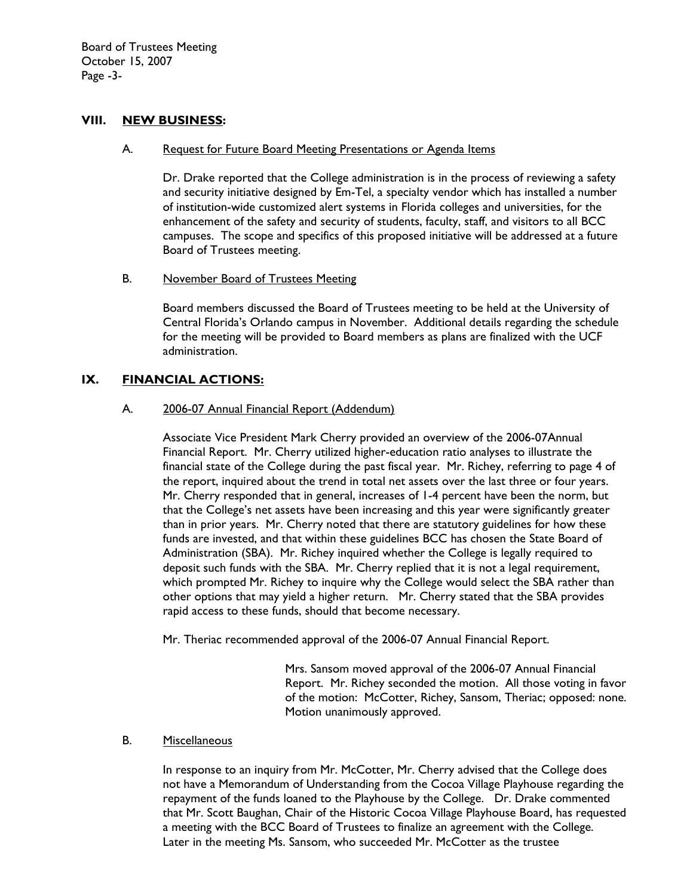## VIII. NEW BUSINESS:

### A. Request for Future Board Meeting Presentations or Agenda Items

Dr. Drake reported that the College administration is in the process of reviewing a safety and security initiative designed by Em-Tel, a specialty vendor which has installed a number of institution-wide customized alert systems in Florida colleges and universities, for the enhancement of the safety and security of students, faculty, staff, and visitors to all BCC campuses. The scope and specifics of this proposed initiative will be addressed at a future Board of Trustees meeting.

### B. November Board of Trustees Meeting

Board members discussed the Board of Trustees meeting to be held at the University of Central Florida's Orlando campus in November. Additional details regarding the schedule for the meeting will be provided to Board members as plans are finalized with the UCF administration.

## IX. FINANCIAL ACTIONS:

### A. 2006-07 Annual Financial Report (Addendum)

Associate Vice President Mark Cherry provided an overview of the 2006-07Annual Financial Report. Mr. Cherry utilized higher-education ratio analyses to illustrate the financial state of the College during the past fiscal year. Mr. Richey, referring to page 4 of the report, inquired about the trend in total net assets over the last three or four years. Mr. Cherry responded that in general, increases of 1-4 percent have been the norm, but that the College's net assets have been increasing and this year were significantly greater than in prior years. Mr. Cherry noted that there are statutory guidelines for how these funds are invested, and that within these guidelines BCC has chosen the State Board of Administration (SBA). Mr. Richey inquired whether the College is legally required to deposit such funds with the SBA. Mr. Cherry replied that it is not a legal requirement, which prompted Mr. Richey to inquire why the College would select the SBA rather than other options that may yield a higher return. Mr. Cherry stated that the SBA provides rapid access to these funds, should that become necessary.

Mr. Theriac recommended approval of the 2006-07 Annual Financial Report.

> Mrs. Sansom moved approval of the 2006-07 Annual Financial Report. Mr. Richey seconded the motion. All those voting in favor of the motion: McCotter, Richey, Sansom, Theriac; opposed: none. Motion unanimously approved.

### B. Miscellaneous

In response to an inquiry from Mr. McCotter, Mr. Cherry advised that the College does not have a Memorandum of Understanding from the Cocoa Village Playhouse regarding the repayment of the funds loaned to the Playhouse by the College. Dr. Drake commented that Mr. Scott Baughan, Chair of the Historic Cocoa Village Playhouse Board, has requested a meeting with the BCC Board of Trustees to finalize an agreement with the College. Later in the meeting Ms. Sansom, who succeeded Mr. McCotter as the trustee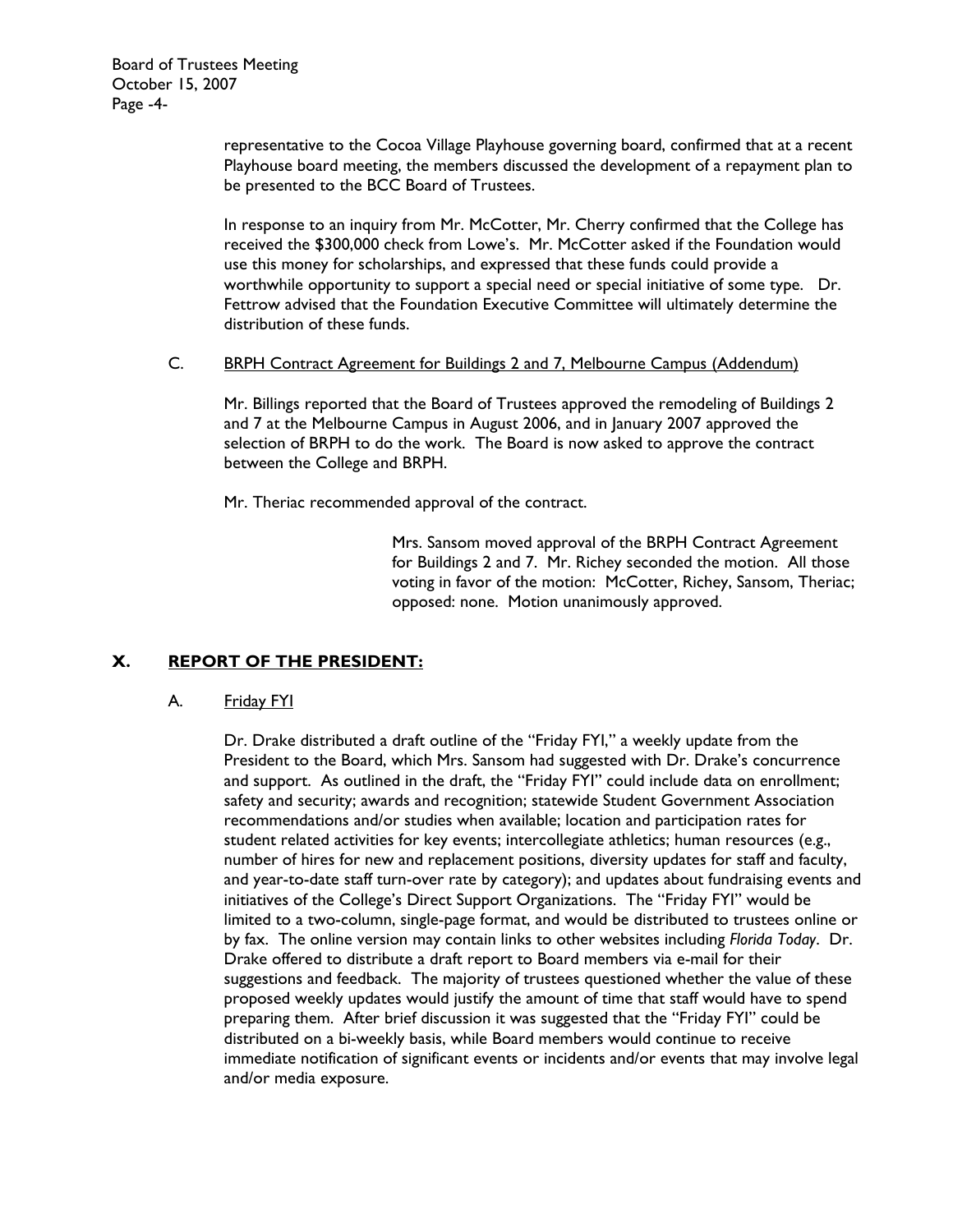representative to the Cocoa Village Playhouse governing board, confirmed that at a recent Playhouse board meeting, the members discussed the development of a repayment plan to be presented to the BCC Board of Trustees.

In response to an inquiry from Mr. McCotter, Mr. Cherry confirmed that the College has received the $300,000 check from Lowe's. Mr. McCotter asked if the Foundation would use this money for scholarships, and expressed that these funds could provide a worthwhile opportunity to support a special need or special initiative of some type. Dr. Fettrow advised that the Foundation Executive Committee will ultimately determine the distribution of these funds.

C. <u>BRPH Contract Agreement for Buildings 2 and 7, Melbourne Campus (Addendum)</u>

Mr. Billings reported that the Board of Trustees approved the remodeling of Buildings 2 and 7 at the Melbourne Campus in August 2006, and in January 2007 approved the selection of BRPH to do the work. The Board is now asked to approve the contract between the College and BRPH.

Mr. Theriac recommended approval of the contract.

> Mrs. Sansom moved approval of the BRPH Contract Agreement for Buildings 2 and 7. Mr. Richey seconded the motion. All those voting in favor of the motion: McCotter, Richey, Sansom, Theriac; opposed: none. Motion unanimously approved.

## X. REPORT OF THE PRESIDENT:

A. <u>Friday FYI</u>

Dr. Drake distributed a draft outline of the "Friday FYI," a weekly update from the President to the Board, which Mrs. Sansom had suggested with Dr. Drake's concurrence and support. As outlined in the draft, the "Friday FYI" could include data on enrollment; safety and security; awards and recognition; statewide Student Government Association recommendations and/or studies when available; location and participation rates for student related activities for key events; intercollegiate athletics; human resources (e.g., number of hires for new and replacement positions, diversity updates for staff and faculty, and year-to-date staff turn-over rate by category); and updates about fundraising events and initiatives of the College's Direct Support Organizations. The "Friday FYI" would be limited to a two-column, single-page format, and would be distributed to trustees online or by fax. The online version may contain links to other websites including *Florida Today*. Dr. Drake offered to distribute a draft report to Board members via e-mail for their suggestions and feedback. The majority of trustees questioned whether the value of these proposed weekly updates would justify the amount of time that staff would have to spend preparing them. After brief discussion it was suggested that the "Friday FYI" could be distributed on a bi-weekly basis, while Board members would continue to receive immediate notification of significant events or incidents and/or events that may involve legal and/or media exposure.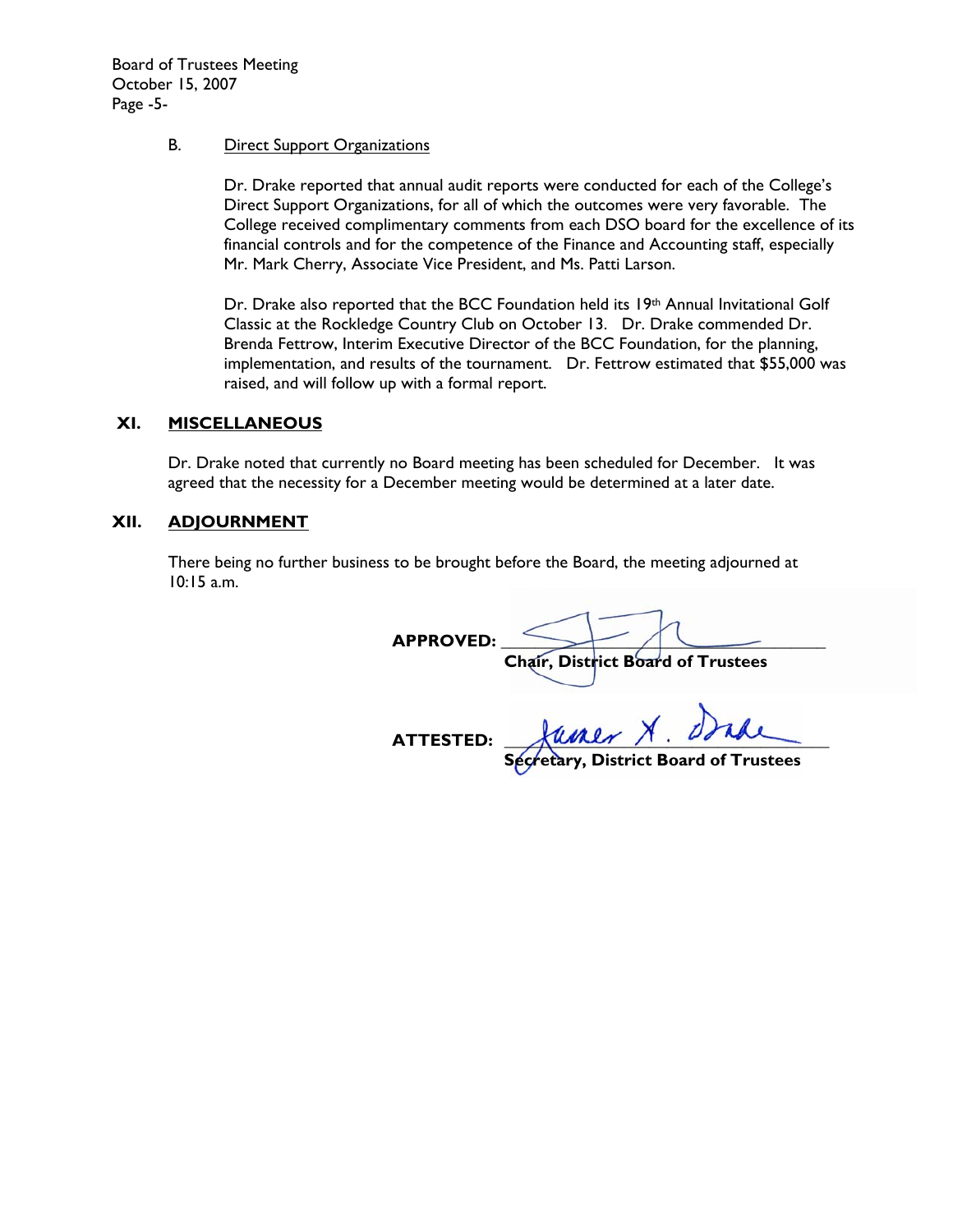### B. Direct Support Organizations

Dr. Drake reported that annual audit reports were conducted for each of the College's Direct Support Organizations, for all of which the outcomes were very favorable. The College received complimentary comments from each DSO board for the excellence of its financial controls and for the competence of the Finance and Accounting staff, especially Mr. Mark Cherry, Associate Vice President, and Ms. Patti Larson.

Dr. Drake also reported that the BCC Foundation held its 19th Annual Invitational Golf Classic at the Rockledge Country Club on October 13. Dr. Drake commended Dr. Brenda Fettrow, Interim Executive Director of the BCC Foundation, for the planning, implementation, and results of the tournament. Dr. Fettrow estimated that $55,000 was raised, and will follow up with a formal report.

## XI. MISCELLANEOUS

Dr. Drake noted that currently no Board meeting has been scheduled for December. It was agreed that the necessity for a December meeting would be determined at a later date.

## XII. ADJOURNMENT

There being no further business to be brought before the Board, the meeting adjourned at 10:15 a.m.

**APPROVED:** ______________________________
**Chair, District Board of Trustees**

**ATTESTED:** James H. Drake
**Secretary, District Board of Trustees**